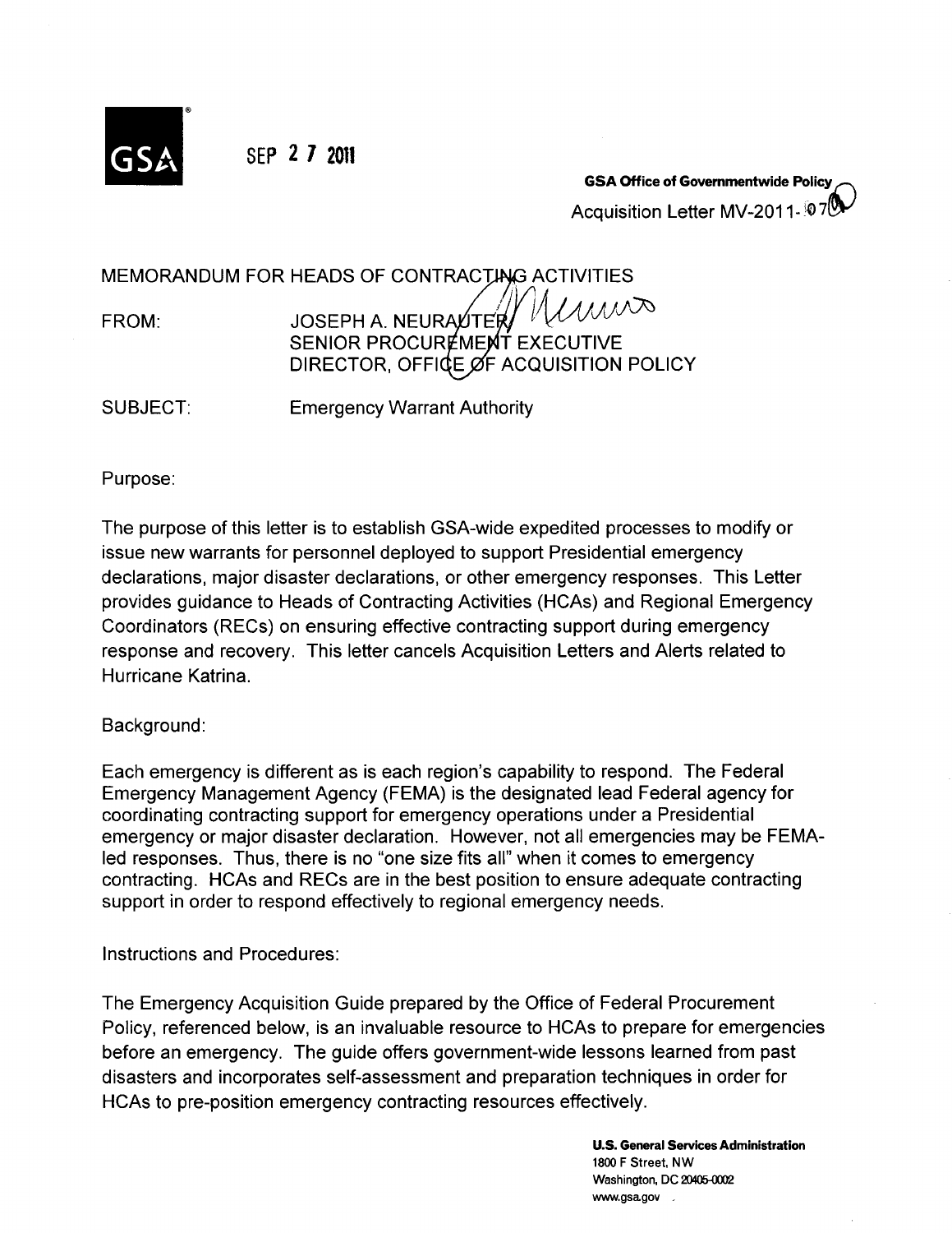GSA

SEP 27 2011

**GSA Office of Governmentwide Policy**

Acquisition Letter MV-2011-07

MEMORANDUM FOR HEADS OF CONTRACTING ACTIVITIES

FROM: JOSEPH A. NEURAUTER
SENIOR PROCUREMENT EXECUTIVE
DIRECTOR, OFFICE OF ACQUISITION POLICY

SUBJECT: Emergency Warrant Authority

Purpose:

The purpose of this letter is to establish GSA-wide expedited processes to modify or issue new warrants for personnel deployed to support Presidential emergency declarations, major disaster declarations, or other emergency responses. This Letter provides guidance to Heads of Contracting Activities (HCAs) and Regional Emergency Coordinators (RECs) on ensuring effective contracting support during emergency response and recovery. This letter cancels Acquisition Letters and Alerts related to Hurricane Katrina.

Background:

Each emergency is different as is each region's capability to respond. The Federal Emergency Management Agency (FEMA) is the designated lead Federal agency for coordinating contracting support for emergency operations under a Presidential emergency or major disaster declaration. However, not all emergencies may be FEMA-led responses. Thus, there is no "one size fits all" when it comes to emergency contracting. HCAs and RECs are in the best position to ensure adequate contracting support in order to respond effectively to regional emergency needs.

Instructions and Procedures:

The Emergency Acquisition Guide prepared by the Office of Federal Procurement Policy, referenced below, is an invaluable resource to HCAs to prepare for emergencies before an emergency. The guide offers government-wide lessons learned from past disasters and incorporates self-assessment and preparation techniques in order for HCAs to pre-position emergency contracting resources effectively.

**U.S. General Services Administration**
1800 F Street, NW
Washington, DC 20405-0002
www.gsa.gov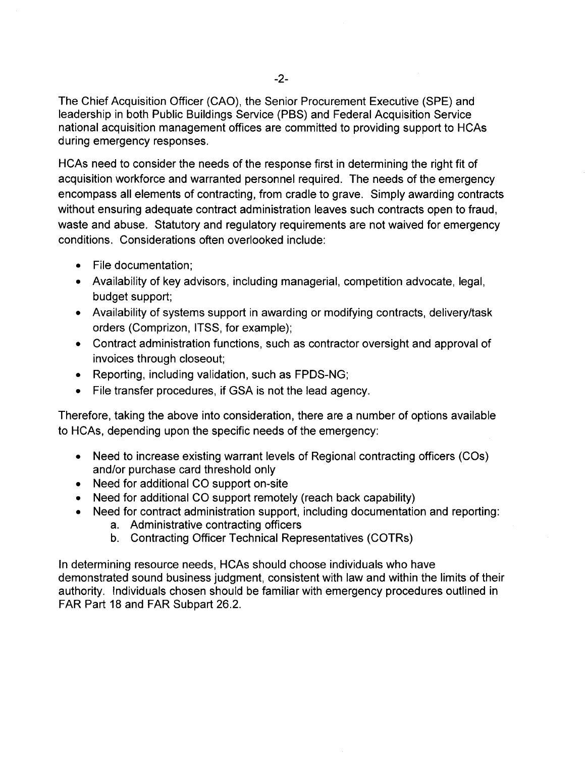The Chief Acquisition Officer (CAO), the Senior Procurement Executive (SPE) and leadership in both Public Buildings Service (PBS) and Federal Acquisition Service national acquisition management offices are committed to providing support to HCAs during emergency responses.

HCAs need to consider the needs of the response first in determining the right fit of acquisition workforce and warranted personnel required. The needs of the emergency encompass all elements of contracting, from cradle to grave. Simply awarding contracts without ensuring adequate contract administration leaves such contracts open to fraud, waste and abuse. Statutory and regulatory requirements are not waived for emergency conditions. Considerations often overlooked include:

- File documentation;
- Availability of key advisors, including managerial, competition advocate, legal, budget support;
- Availability of systems support in awarding or modifying contracts, delivery/task orders (Comprizon, ITSS, for example);
- Contract administration functions, such as contractor oversight and approval of invoices through closeout;
- Reporting, including validation, such as FPDS-NG;
- File transfer procedures, if GSA is not the lead agency.

Therefore, taking the above into consideration, there are a number of options available to HCAs, depending upon the specific needs of the emergency:

- Need to increase existing warrant levels of Regional contracting officers (COs) and/or purchase card threshold only
- Need for additional CO support on-site
- Need for additional CO support remotely (reach back capability)
- Need for contract administration support, including documentation and reporting:
    a. Administrative contracting officers
    b. Contracting Officer Technical Representatives (COTRs)

In determining resource needs, HCAs should choose individuals who have demonstrated sound business judgment, consistent with law and within the limits of their authority. Individuals chosen should be familiar with emergency procedures outlined in FAR Part 18 and FAR Subpart 26.2.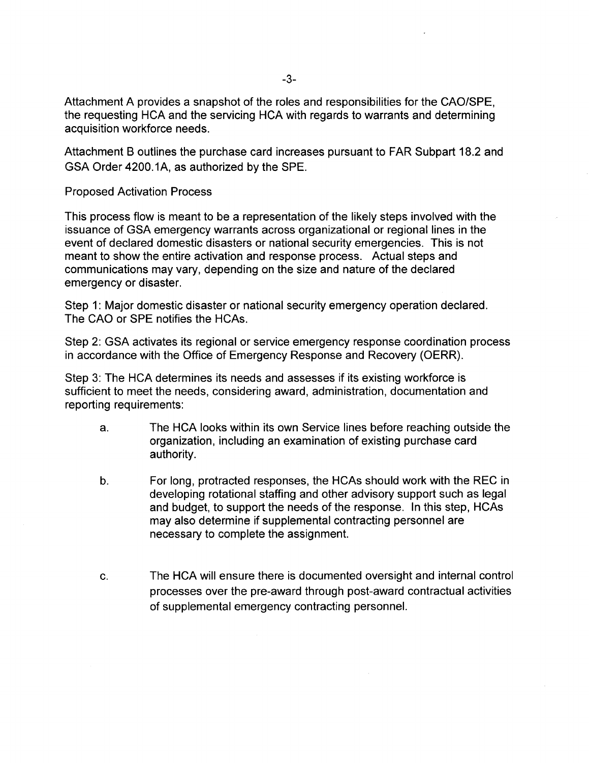Attachment A provides a snapshot of the roles and responsibilities for the CAO/SPE, the requesting HCA and the servicing HCA with regards to warrants and determining acquisition workforce needs.

Attachment B outlines the purchase card increases pursuant to FAR Subpart 18.2 and GSA Order 4200.1A, as authorized by the SPE.

Proposed Activation Process

This process flow is meant to be a representation of the likely steps involved with the issuance of GSA emergency warrants across organizational or regional lines in the event of declared domestic disasters or national security emergencies. This is not meant to show the entire activation and response process. Actual steps and communications may vary, depending on the size and nature of the declared emergency or disaster.

Step 1: Major domestic disaster or national security emergency operation declared. The CAO or SPE notifies the HCAs.

Step 2: GSA activates its regional or service emergency response coordination process in accordance with the Office of Emergency Response and Recovery (OERR).

Step 3: The HCA determines its needs and assesses if its existing workforce is sufficient to meet the needs, considering award, administration, documentation and reporting requirements:

a. The HCA looks within its own Service lines before reaching outside the organization, including an examination of existing purchase card authority.

b. For long, protracted responses, the HCAs should work with the REC in developing rotational staffing and other advisory support such as legal and budget, to support the needs of the response. In this step, HCAs may also determine if supplemental contracting personnel are necessary to complete the assignment.

c. The HCA will ensure there is documented oversight and internal control processes over the pre-award through post-award contractual activities of supplemental emergency contracting personnel.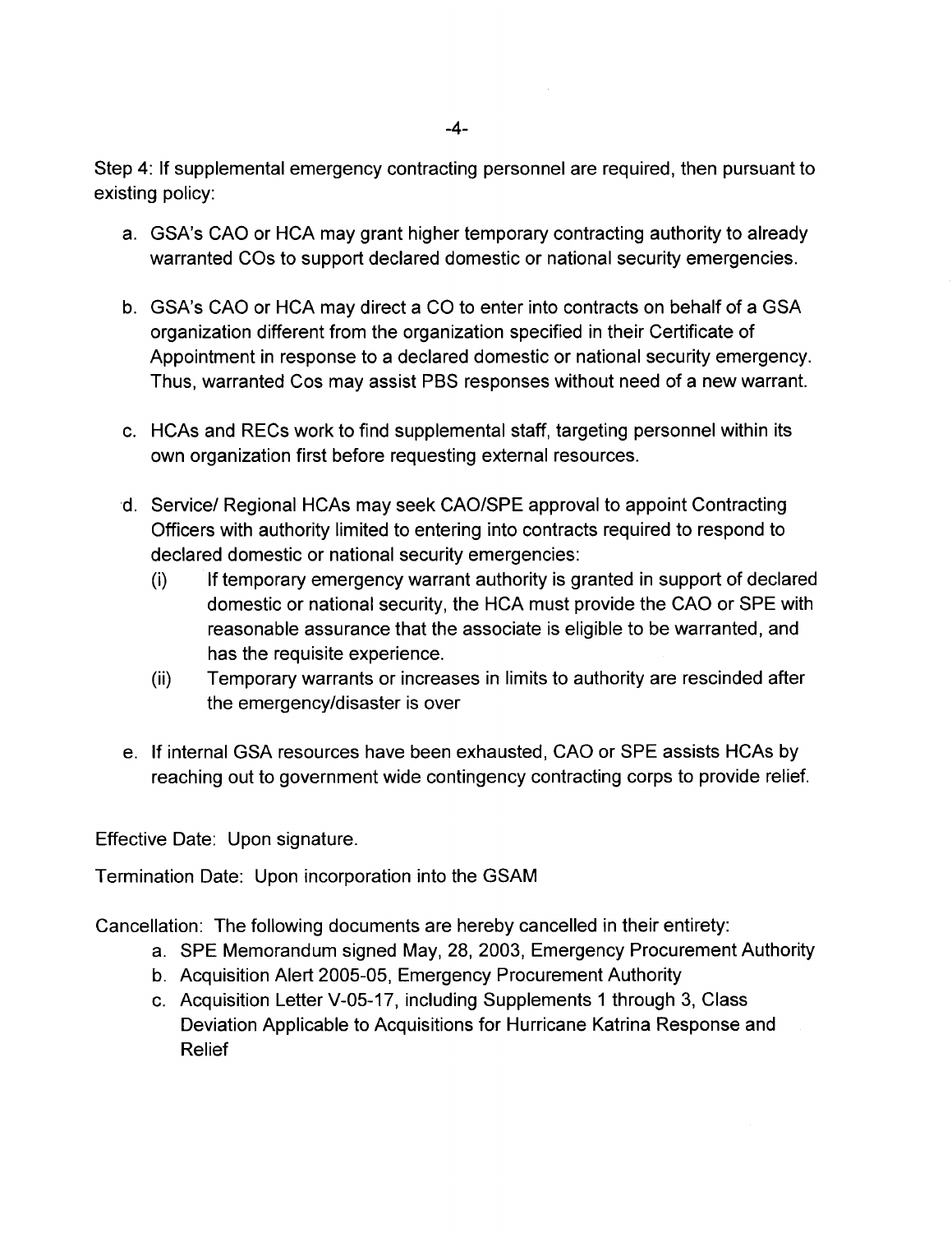Step 4: If supplemental emergency contracting personnel are required, then pursuant to existing policy:

a. GSA's CAO or HCA may grant higher temporary contracting authority to already warranted COs to support declared domestic or national security emergencies.

b. GSA's CAO or HCA may direct a CO to enter into contracts on behalf of a GSA organization different from the organization specified in their Certificate of Appointment in response to a declared domestic or national security emergency. Thus, warranted Cos may assist PBS responses without need of a new warrant.

c. HCAs and RECs work to find supplemental staff, targeting personnel within its own organization first before requesting external resources.

d. Service/ Regional HCAs may seek CAO/SPE approval to appoint Contracting Officers with authority limited to entering into contracts required to respond to declared domestic or national security emergencies:
   (i) If temporary emergency warrant authority is granted in support of declared domestic or national security, the HCA must provide the CAO or SPE with reasonable assurance that the associate is eligible to be warranted, and has the requisite experience.
   (ii) Temporary warrants or increases in limits to authority are rescinded after the emergency/disaster is over

e. If internal GSA resources have been exhausted, CAO or SPE assists HCAs by reaching out to government wide contingency contracting corps to provide relief.

Effective Date: Upon signature.

Termination Date: Upon incorporation into the GSAM

Cancellation: The following documents are hereby cancelled in their entirety:

a. SPE Memorandum signed May, 28, 2003, Emergency Procurement Authority
b. Acquisition Alert 2005-05, Emergency Procurement Authority
c. Acquisition Letter V-05-17, including Supplements 1 through 3, Class Deviation Applicable to Acquisitions for Hurricane Katrina Response and Relief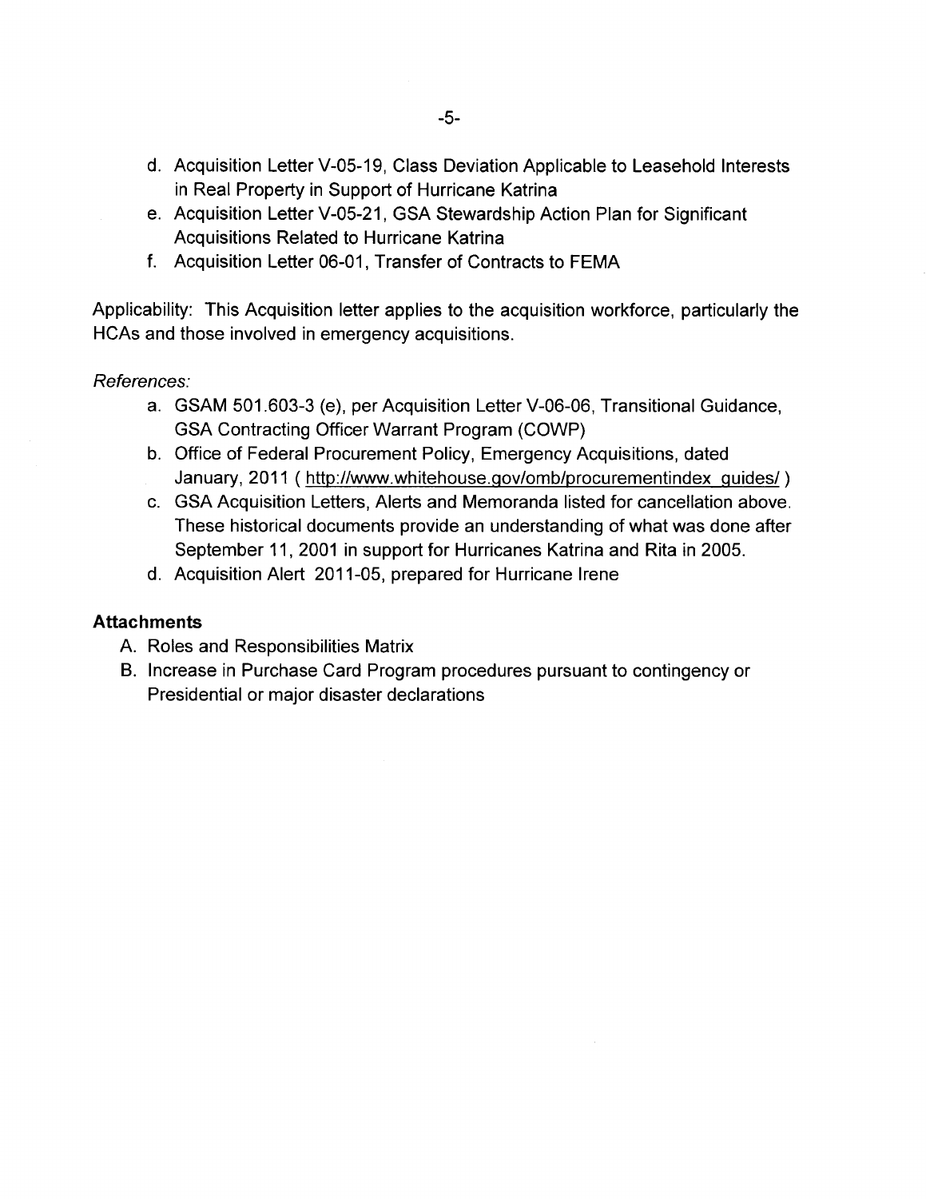d. Acquisition Letter V-05-19, Class Deviation Applicable to Leasehold Interests in Real Property in Support of Hurricane Katrina
e. Acquisition Letter V-05-21, GSA Stewardship Action Plan for Significant Acquisitions Related to Hurricane Katrina
f. Acquisition Letter 06-01, Transfer of Contracts to FEMA

Applicability: This Acquisition letter applies to the acquisition workforce, particularly the HCAs and those involved in emergency acquisitions.

*References:*

a. GSAM 501.603-3 (e), per Acquisition Letter V-06-06, Transitional Guidance, GSA Contracting Officer Warrant Program (COWP)
b. Office of Federal Procurement Policy, Emergency Acquisitions, dated January, 2011 ( http://www.whitehouse.gov/omb/procurementindex_guides/ )
c. GSA Acquisition Letters, Alerts and Memoranda listed for cancellation above. These historical documents provide an understanding of what was done after September 11, 2001 in support for Hurricanes Katrina and Rita in 2005.
d. Acquisition Alert 2011-05, prepared for Hurricane Irene

**Attachments**

A. Roles and Responsibilities Matrix
B. Increase in Purchase Card Program procedures pursuant to contingency or Presidential or major disaster declarations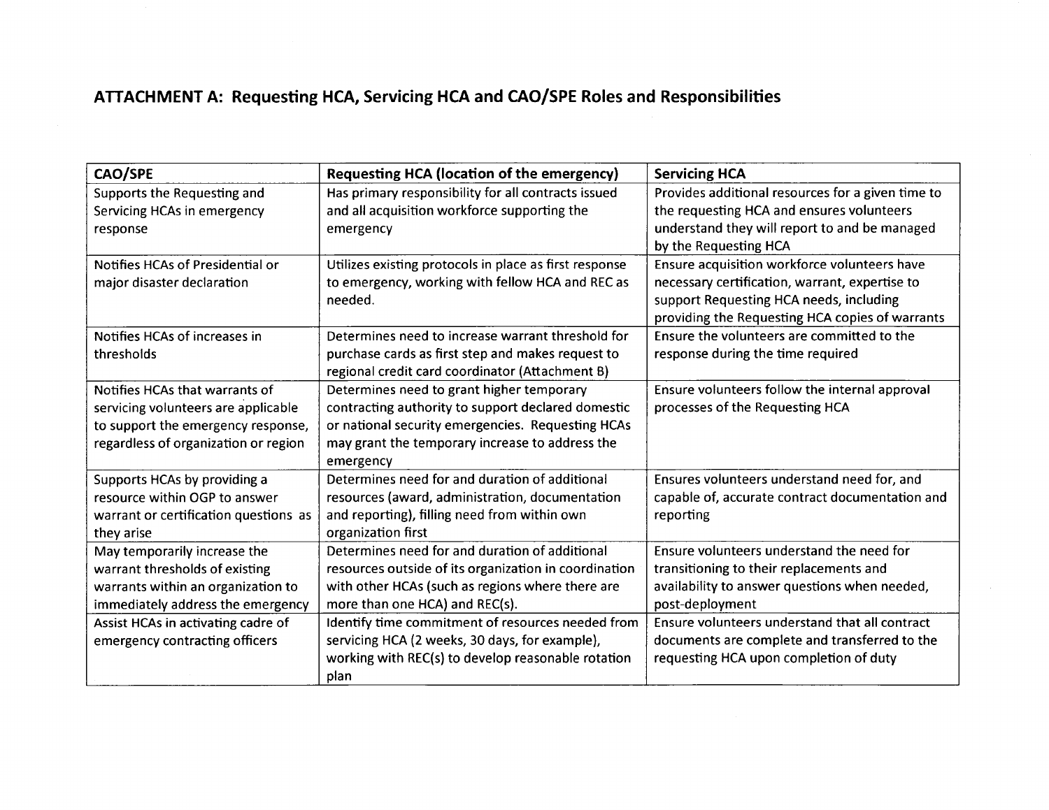## ATTACHMENT A: Requesting HCA, Servicing HCA and CAO/SPE Roles and Responsibilities

| CAO/SPE | Requesting HCA (location of the emergency) | Servicing HCA |
|---|---|---|
| Supports the Requesting and Servicing HCAs in emergency response | Has primary responsibility for all contracts issued and all acquisition workforce supporting the emergency | Provides additional resources for a given time to the requesting HCA and ensures volunteers understand they will report to and be managed by the Requesting HCA |
| Notifies HCAs of Presidential or major disaster declaration | Utilizes existing protocols in place as first response to emergency, working with fellow HCA and REC as needed. | Ensure acquisition workforce volunteers have necessary certification, warrant, expertise to support Requesting HCA needs, including providing the Requesting HCA copies of warrants |
| Notifies HCAs of increases in thresholds | Determines need to increase warrant threshold for purchase cards as first step and makes request to regional credit card coordinator (Attachment B) | Ensure the volunteers are committed to the response during the time required |
| Notifies HCAs that warrants of servicing volunteers are applicable to support the emergency response, regardless of organization or region | Determines need to grant higher temporary contracting authority to support declared domestic or national security emergencies. Requesting HCAs may grant the temporary increase to address the emergency | Ensure volunteers follow the internal approval processes of the Requesting HCA |
| Supports HCAs by providing a resource within OGP to answer warrant or certification questions as they arise | Determines need for and duration of additional resources (award, administration, documentation and reporting), filling need from within own organization first | Ensures volunteers understand need for, and capable of, accurate contract documentation and reporting |
| May temporarily increase the warrant thresholds of existing warrants within an organization to immediately address the emergency | Determines need for and duration of additional resources outside of its organization in coordination with other HCAs (such as regions where there are more than one HCA) and REC(s). | Ensure volunteers understand the need for transitioning to their replacements and availability to answer questions when needed, post-deployment |
| Assist HCAs in activating cadre of emergency contracting officers | Identify time commitment of resources needed from servicing HCA (2 weeks, 30 days, for example), working with REC(s) to develop reasonable rotation plan | Ensure volunteers understand that all contract documents are complete and transferred to the requesting HCA upon completion of duty |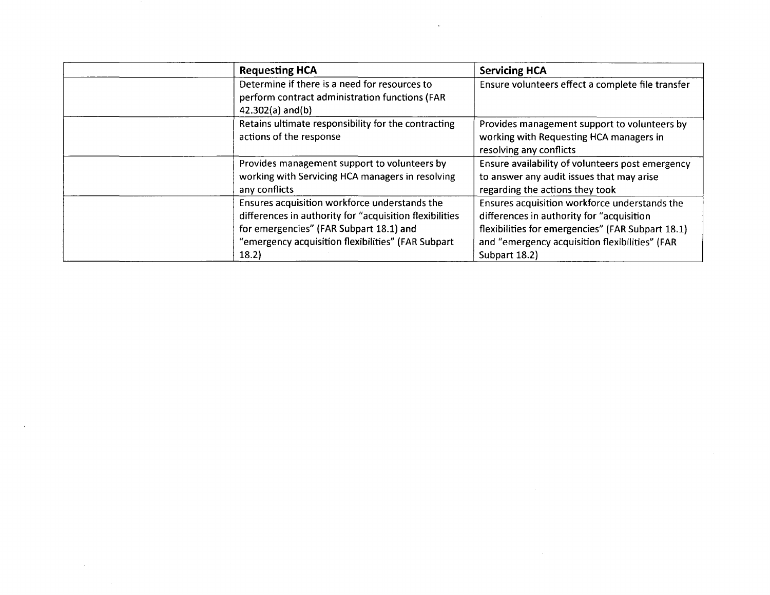| | Requesting HCA | Servicing HCA |
|---|---|---|
| | Determine if there is a need for resources to perform contract administration functions (FAR 42.302(a) and(b) | Ensure volunteers effect a complete file transfer |
| | Retains ultimate responsibility for the contracting actions of the response | Provides management support to volunteers by working with Requesting HCA managers in resolving any conflicts |
| | Provides management support to volunteers by working with Servicing HCA managers in resolving any conflicts | Ensure availability of volunteers post emergency to answer any audit issues that may arise regarding the actions they took |
| | Ensures acquisition workforce understands the differences in authority for "acquisition flexibilities for emergencies" (FAR Subpart 18.1) and "emergency acquisition flexibilities" (FAR Subpart 18.2) | Ensures acquisition workforce understands the differences in authority for "acquisition flexibilities for emergencies" (FAR Subpart 18.1) and "emergency acquisition flexibilities" (FAR Subpart 18.2) |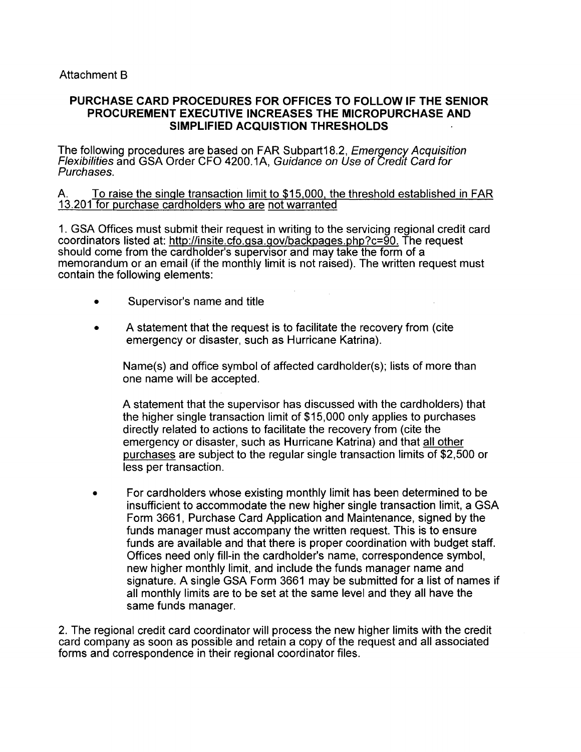Attachment B

## PURCHASE CARD PROCEDURES FOR OFFICES TO FOLLOW IF THE SENIOR PROCUREMENT EXECUTIVE INCREASES THE MICROPURCHASE AND SIMPLIFIED ACQUISTION THRESHOLDS

The following procedures are based on FAR Subpart18.2, *Emergency Acquisition Flexibilities* and GSA Order CFO 4200.1A, *Guidance on Use of Credit Card for Purchases.*

A. <u>To raise the single transaction limit to $15,000, the threshold established in FAR 13.201 for purchase cardholders who are not warranted</u>

1. GSA Offices must submit their request in writing to the servicing regional credit card coordinators listed at: http://insite.cfo.gsa.gov/backpages.php?c=90. The request should come from the cardholder's supervisor and may take the form of a memorandum or an email (if the monthly limit is not raised). The written request must contain the following elements:

- Supervisor's name and title
- A statement that the request is to facilitate the recovery from (cite emergency or disaster, such as Hurricane Katrina).

  Name(s) and office symbol of affected cardholder(s); lists of more than one name will be accepted.

  A statement that the supervisor has discussed with the cardholders) that the higher single transaction limit of $15,000 only applies to purchases directly related to actions to facilitate the recovery from (cite the emergency or disaster, such as Hurricane Katrina) and that <u>all other purchases</u> are subject to the regular single transaction limits of $2,500 or less per transaction.

- For cardholders whose existing monthly limit has been determined to be insufficient to accommodate the new higher single transaction limit, a GSA Form 3661, Purchase Card Application and Maintenance, signed by the funds manager must accompany the written request. This is to ensure funds are available and that there is proper coordination with budget staff. Offices need only fill-in the cardholder's name, correspondence symbol, new higher monthly limit, and include the funds manager name and signature. A single GSA Form 3661 may be submitted for a list of names if all monthly limits are to be set at the same level and they all have the same funds manager.

2. The regional credit card coordinator will process the new higher limits with the credit card company as soon as possible and retain a copy of the request and all associated forms and correspondence in their regional coordinator files.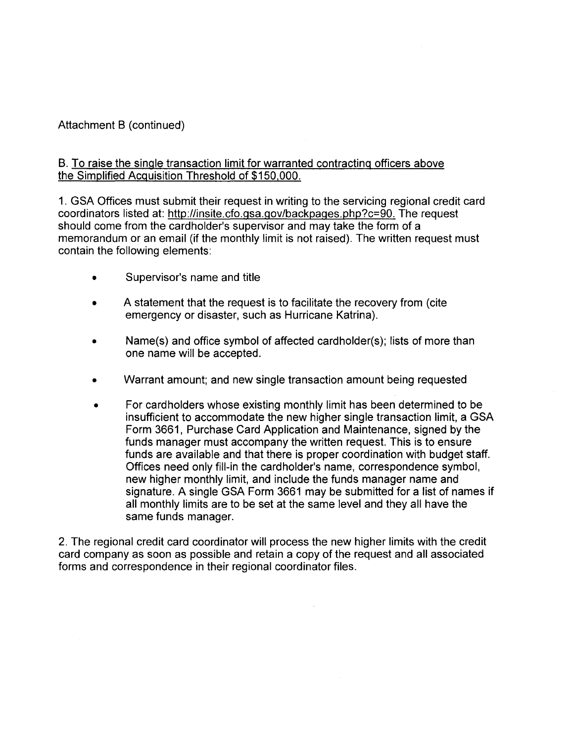Attachment B (continued)

B. To raise the single transaction limit for warranted contracting officers above the Simplified Acquisition Threshold of $150,000.

1. GSA Offices must submit their request in writing to the servicing regional credit card coordinators listed at: http://insite.cfo.gsa.gov/backpages.php?c=90. The request should come from the cardholder's supervisor and may take the form of a memorandum or an email (if the monthly limit is not raised). The written request must contain the following elements:

- Supervisor's name and title
- A statement that the request is to facilitate the recovery from (cite emergency or disaster, such as Hurricane Katrina).
- Name(s) and office symbol of affected cardholder(s); lists of more than one name will be accepted.
- Warrant amount; and new single transaction amount being requested
- For cardholders whose existing monthly limit has been determined to be insufficient to accommodate the new higher single transaction limit, a GSA Form 3661, Purchase Card Application and Maintenance, signed by the funds manager must accompany the written request. This is to ensure funds are available and that there is proper coordination with budget staff. Offices need only fill-in the cardholder's name, correspondence symbol, new higher monthly limit, and include the funds manager name and signature. A single GSA Form 3661 may be submitted for a list of names if all monthly limits are to be set at the same level and they all have the same funds manager.

2. The regional credit card coordinator will process the new higher limits with the credit card company as soon as possible and retain a copy of the request and all associated forms and correspondence in their regional coordinator files.